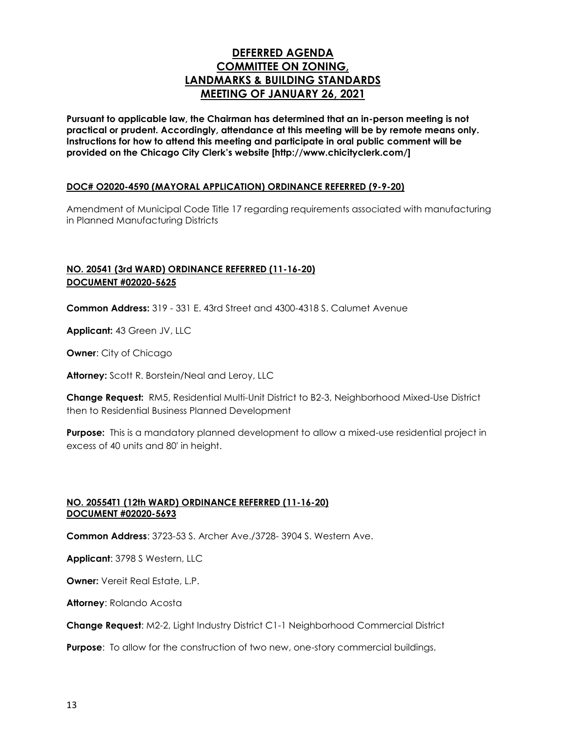# DEFERRED AGENDA
# COMMITTEE ON ZONING, LANDMARKS & BUILDING STANDARDS
# MEETING OF JANUARY 26, 2021

**Pursuant to applicable law, the Chairman has determined that an in-person meeting is not practical or prudent. Accordingly, attendance at this meeting will be by remote means only. Instructions for how to attend this meeting and participate in oral public comment will be provided on the Chicago City Clerk's website [http://www.chicityclerk.com/]**

**DOC# O2020-4590 (MAYORAL APPLICATION) ORDINANCE REFERRED (9-9-20)**

Amendment of Municipal Code Title 17 regarding requirements associated with manufacturing in Planned Manufacturing Districts

**NO. 20541 (3rd WARD) ORDINANCE REFERRED (11-16-20)**
**DOCUMENT #02020-5625**

**Common Address:** 319 - 331 E. 43rd Street and 4300-4318 S. Calumet Avenue

**Applicant:** 43 Green JV, LLC

**Owner**: City of Chicago

**Attorney:** Scott R. Borstein/Neal and Leroy, LLC

**Change Request:** RM5, Residential Multi-Unit District to B2-3, Neighborhood Mixed-Use District then to Residential Business Planned Development

**Purpose:** This is a mandatory planned development to allow a mixed-use residential project in excess of 40 units and 80' in height.

**NO. 20554T1 (12th WARD) ORDINANCE REFERRED (11-16-20)**
**DOCUMENT #02020-5693**

**Common Address**: 3723-53 S. Archer Ave./3728- 3904 S. Western Ave.

**Applicant**: 3798 S Western, LLC

**Owner:** Vereit Real Estate, L.P.

**Attorney**: Rolando Acosta

**Change Request**: M2-2, Light Industry District C1-1 Neighborhood Commercial District

**Purpose**: To allow for the construction of two new, one-story commercial buildings.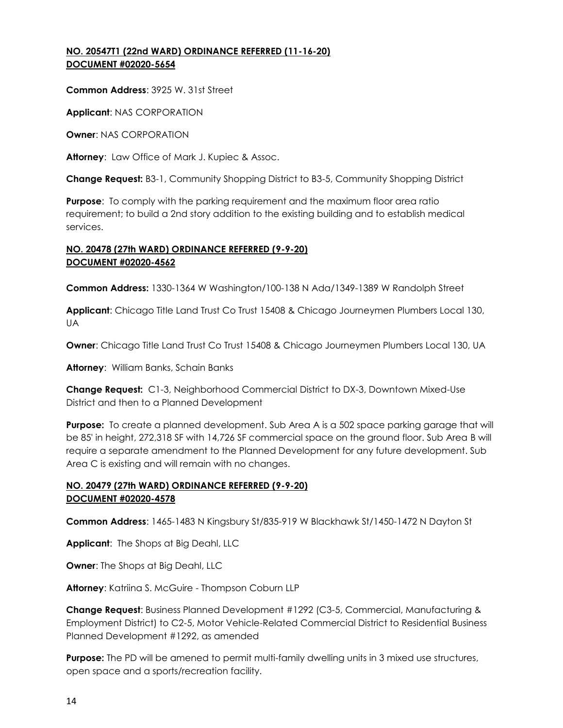**NO. 20547T1 (22nd WARD) ORDINANCE REFERRED (11-16-20)**
**DOCUMENT #02020-5654**

**Common Address**: 3925 W. 31st Street

**Applicant**: NAS CORPORATION

**Owner**: NAS CORPORATION

**Attorney**: Law Office of Mark J. Kupiec & Assoc.

**Change Request:** B3-1, Community Shopping District to B3-5, Community Shopping District

**Purpose**: To comply with the parking requirement and the maximum floor area ratio requirement; to build a 2nd story addition to the existing building and to establish medical services.

**NO. 20478 (27th WARD) ORDINANCE REFERRED (9-9-20)**
**DOCUMENT #02020-4562**

**Common Address:** 1330-1364 W Washington/100-138 N Ada/1349-1389 W Randolph Street

**Applicant**: Chicago Title Land Trust Co Trust 15408 & Chicago Journeymen Plumbers Local 130, UA

**Owner**: Chicago Title Land Trust Co Trust 15408 & Chicago Journeymen Plumbers Local 130, UA

**Attorney**: William Banks, Schain Banks

**Change Request:** C1-3, Neighborhood Commercial District to DX-3, Downtown Mixed-Use District and then to a Planned Development

**Purpose:** To create a planned development. Sub Area A is a 502 space parking garage that will be 85' in height, 272,318 SF with 14,726 SF commercial space on the ground floor. Sub Area B will require a separate amendment to the Planned Development for any future development. Sub Area C is existing and will remain with no changes.

**NO. 20479 (27th WARD) ORDINANCE REFERRED (9-9-20)**
**DOCUMENT #02020-4578**

**Common Address**: 1465-1483 N Kingsbury St/835-919 W Blackhawk St/1450-1472 N Dayton St

**Applicant**: The Shops at Big Deahl, LLC

**Owner**: The Shops at Big Deahl, LLC

**Attorney**: Katriina S. McGuire - Thompson Coburn LLP

**Change Request**: Business Planned Development #1292 (C3-5, Commercial, Manufacturing & Employment District) to C2-5, Motor Vehicle-Related Commercial District to Residential Business Planned Development #1292, as amended

**Purpose:** The PD will be amened to permit multi-family dwelling units in 3 mixed use structures, open space and a sports/recreation facility.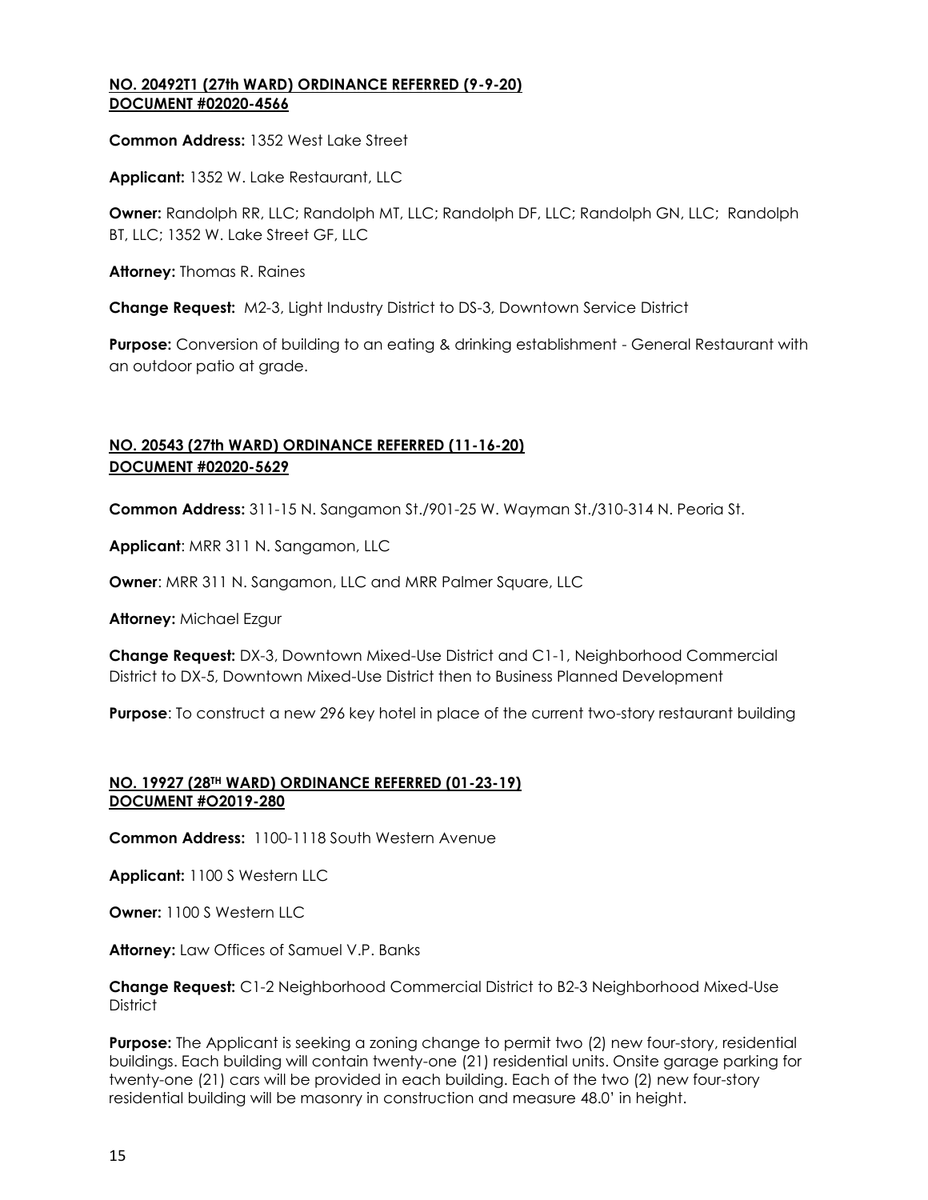**NO. 20492T1 (27th WARD) ORDINANCE REFERRED (9-9-20)**
**DOCUMENT #02020-4566**

**Common Address:** 1352 West Lake Street

**Applicant:** 1352 W. Lake Restaurant, LLC

**Owner:** Randolph RR, LLC; Randolph MT, LLC; Randolph DF, LLC; Randolph GN, LLC; Randolph BT, LLC; 1352 W. Lake Street GF, LLC

**Attorney:** Thomas R. Raines

**Change Request:** M2-3, Light Industry District to DS-3, Downtown Service District

**Purpose:** Conversion of building to an eating & drinking establishment - General Restaurant with an outdoor patio at grade.

**NO. 20543 (27th WARD) ORDINANCE REFERRED (11-16-20)**
**DOCUMENT #02020-5629**

**Common Address:** 311-15 N. Sangamon St./901-25 W. Wayman St./310-314 N. Peoria St.

**Applicant**: MRR 311 N. Sangamon, LLC

**Owner**: MRR 311 N. Sangamon, LLC and MRR Palmer Square, LLC

**Attorney:** Michael Ezgur

**Change Request:** DX-3, Downtown Mixed-Use District and C1-1, Neighborhood Commercial District to DX-5, Downtown Mixed-Use District then to Business Planned Development

**Purpose**: To construct a new 296 key hotel in place of the current two-story restaurant building

**NO. 19927 (28TH WARD) ORDINANCE REFERRED (01-23-19)**
**DOCUMENT #O2019-280**

**Common Address:** 1100-1118 South Western Avenue

**Applicant:** 1100 S Western LLC

**Owner:** 1100 S Western LLC

**Attorney:** Law Offices of Samuel V.P. Banks

**Change Request:** C1-2 Neighborhood Commercial District to B2-3 Neighborhood Mixed-Use District

**Purpose:** The Applicant is seeking a zoning change to permit two (2) new four-story, residential buildings. Each building will contain twenty-one (21) residential units. Onsite garage parking for twenty-one (21) cars will be provided in each building. Each of the two (2) new four-story residential building will be masonry in construction and measure 48.0' in height.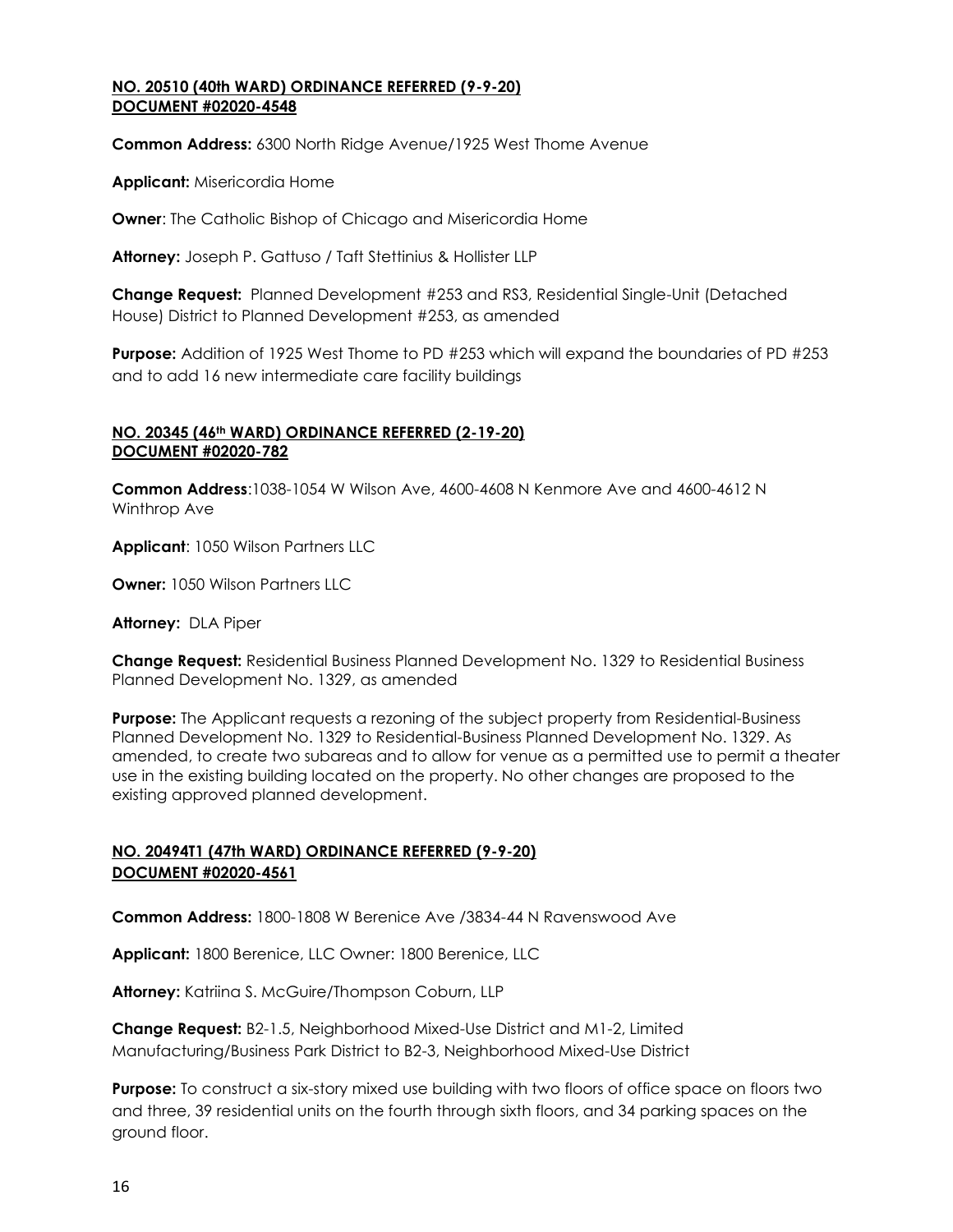**NO. 20510 (40th WARD) ORDINANCE REFERRED (9-9-20)**
**DOCUMENT #02020-4548**

**Common Address:** 6300 North Ridge Avenue/1925 West Thome Avenue

**Applicant:** Misericordia Home

**Owner**: The Catholic Bishop of Chicago and Misericordia Home

**Attorney:** Joseph P. Gattuso / Taft Stettinius & Hollister LLP

**Change Request:** Planned Development #253 and RS3, Residential Single-Unit (Detached House) District to Planned Development #253, as amended

**Purpose:** Addition of 1925 West Thome to PD #253 which will expand the boundaries of PD #253 and to add 16 new intermediate care facility buildings

**NO. 20345 (46th WARD) ORDINANCE REFERRED (2-19-20)**
**DOCUMENT #02020-782**

**Common Address**:1038-1054 W Wilson Ave, 4600-4608 N Kenmore Ave and 4600-4612 N Winthrop Ave

**Applicant**: 1050 Wilson Partners LLC

**Owner:** 1050 Wilson Partners LLC

**Attorney:** DLA Piper

**Change Request:** Residential Business Planned Development No. 1329 to Residential Business Planned Development No. 1329, as amended

**Purpose:** The Applicant requests a rezoning of the subject property from Residential-Business Planned Development No. 1329 to Residential-Business Planned Development No. 1329. As amended, to create two subareas and to allow for venue as a permitted use to permit a theater use in the existing building located on the property. No other changes are proposed to the existing approved planned development.

**NO. 20494T1 (47th WARD) ORDINANCE REFERRED (9-9-20)**
**DOCUMENT #02020-4561**

**Common Address:** 1800-1808 W Berenice Ave /3834-44 N Ravenswood Ave

**Applicant:** 1800 Berenice, LLC Owner: 1800 Berenice, LLC

**Attorney:** Katriina S. McGuire/Thompson Coburn, LLP

**Change Request:** B2-1.5, Neighborhood Mixed-Use District and M1-2, Limited Manufacturing/Business Park District to B2-3, Neighborhood Mixed-Use District

**Purpose:** To construct a six-story mixed use building with two floors of office space on floors two and three, 39 residential units on the fourth through sixth floors, and 34 parking spaces on the ground floor.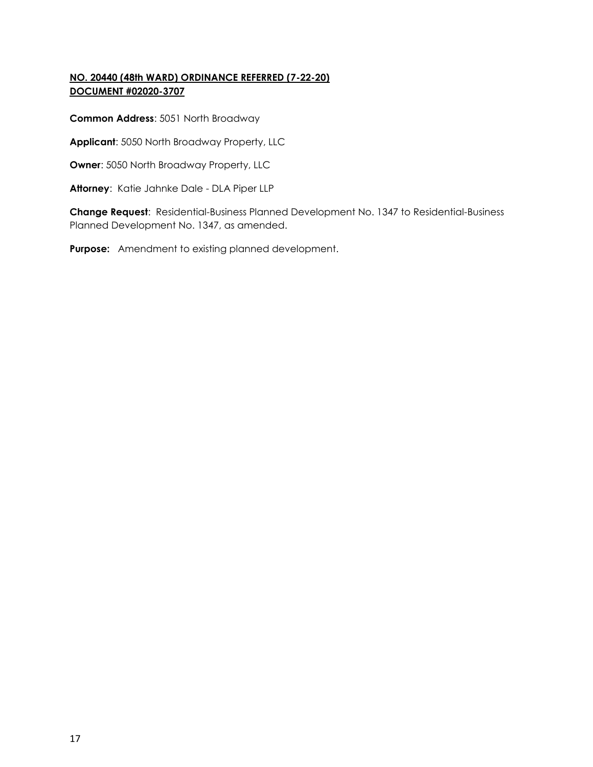**NO. 20440 (48th WARD) ORDINANCE REFERRED (7-22-20)**
**DOCUMENT #02020-3707**

**Common Address**: 5051 North Broadway

**Applicant**: 5050 North Broadway Property, LLC

**Owner**: 5050 North Broadway Property, LLC

**Attorney**: Katie Jahnke Dale - DLA Piper LLP

**Change Request**: Residential-Business Planned Development No. 1347 to Residential-Business Planned Development No. 1347, as amended.

**Purpose:** Amendment to existing planned development.